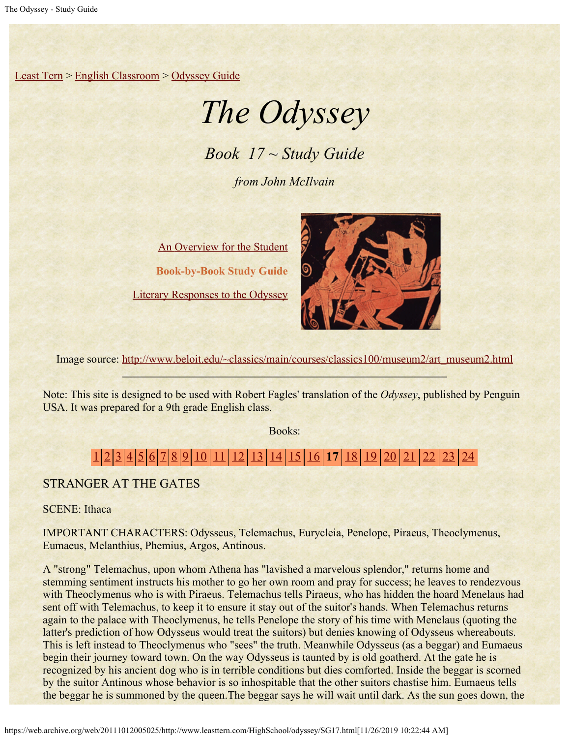Least Tern > English Classroom > Odyssey Guide

# *The Odyssey*

## *Book 17 ~ Study Guide*

*from John McIlvain*

An Overview for the Student

**Book-by-Book Study Guide**

Literary Responses to the Odyssey

Image source: http://www.beloit.edu/~classics/main/courses/classics100/museum2/art_museum2.html

---

Note: This site is designed to be used with Robert Fagles' translation of the *Odyssey*, published by Penguin USA. It was prepared for a 9th grade English class.

Books:

1 | 2 | 3 | 4 | 5 | 6 | 7 | 8 | 9 | 10 | 11 | 12 | 13 | 14 | 15 | 16 | **17** | 18 | 19 | 20 | 21 | 22 | 23 | 24

STRANGER AT THE GATES

SCENE: Ithaca

IMPORTANT CHARACTERS: Odysseus, Telemachus, Eurycleia, Penelope, Piraeus, Theoclymenus, Eumaeus, Melanthius, Phemius, Argos, Antinous.

A "strong" Telemachus, upon whom Athena has "lavished a marvelous splendor," returns home and stemming sentiment instructs his mother to go her own room and pray for success; he leaves to rendezvous with Theoclymenus who is with Piraeus. Telemachus tells Piraeus, who has hidden the hoard Menelaus had sent off with Telemachus, to keep it to ensure it stay out of the suitor's hands. When Telemachus returns again to the palace with Theoclymenus, he tells Penelope the story of his time with Menelaus (quoting the latter's prediction of how Odysseus would treat the suitors) but denies knowing of Odysseus whereabouts. This is left instead to Theoclymenus who "sees" the truth. Meanwhile Odysseus (as a beggar) and Eumaeus begin their journey toward town. On the way Odysseus is taunted by is old goatherd. At the gate he is recognized by his ancient dog who is in terrible conditions but dies comforted. Inside the beggar is scorned by the suitor Antinous whose behavior is so inhospitable that the other suitors chastise him. Eumaeus tells the beggar he is summoned by the queen.The beggar says he will wait until dark. As the sun goes down, the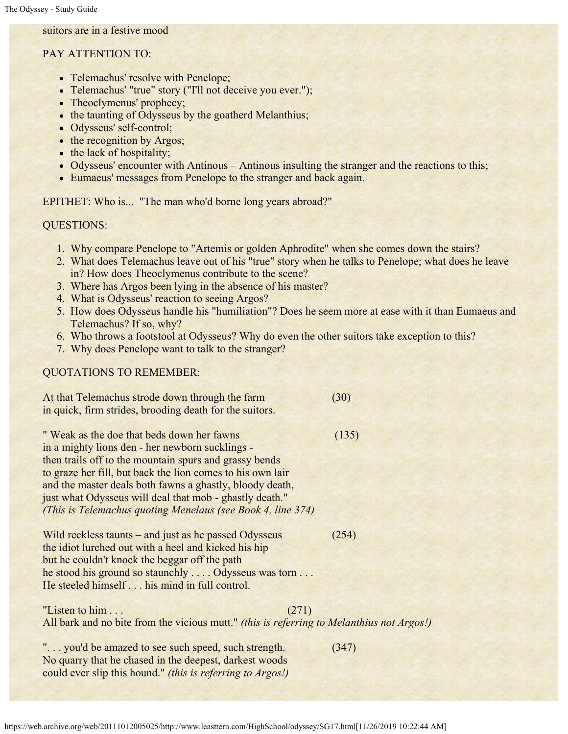suitors are in a festive mood

PAY ATTENTION TO:

- Telemachus' resolve with Penelope;
- Telemachus' "true" story ("I'll not deceive you ever.");
- Theoclymenus' prophecy;
- the taunting of Odysseus by the goatherd Melanthius;
- Odysseus' self-control;
- the recognition by Argos;
- the lack of hospitality;
- Odysseus' encounter with Antinous – Antinous insulting the stranger and the reactions to this;
- Eumaeus' messages from Penelope to the stranger and back again.

EPITHET: Who is... "The man who'd borne long years abroad?"

QUESTIONS:

1. Why compare Penelope to "Artemis or golden Aphrodite" when she comes down the stairs?
2. What does Telemachus leave out of his "true" story when he talks to Penelope; what does he leave in? How does Theoclymenus contribute to the scene?
3. Where has Argos been lying in the absence of his master?
4. What is Odysseus' reaction to seeing Argos?
5. How does Odysseus handle his "humiliation"? Does he seem more at ease with it than Eumaeus and Telemachus? If so, why?
6. Who throws a footstool at Odysseus? Why do even the other suitors take exception to this?
7. Why does Penelope want to talk to the stranger?

QUOTATIONS TO REMEMBER:

At that Telemachus strode down through the farm (30)
in quick, firm strides, brooding death for the suitors.

" Weak as the doe that beds down her fawns (135)
in a mighty lions den - her newborn sucklings -
then trails off to the mountain spurs and grassy bends
to graze her fill, but back the lion comes to his own lair
and the master deals both fawns a ghastly, bloody death,
just what Odysseus will deal that mob - ghastly death."
*(This is Telemachus quoting Menelaus (see Book 4, line 374)*

Wild reckless taunts – and just as he passed Odysseus (254)
the idiot lurched out with a heel and kicked his hip
but he couldn't knock the beggar off the path
he stood his ground so staunchly . . . . Odysseus was torn . . .
He steeled himself . . . his mind in full control.

"Listen to him . . . (271)
All bark and no bite from the vicious mutt." *(this is referring to Melanthius not Argos!)*

". . . you'd be amazed to see such speed, such strength. (347)
No quarry that he chased in the deepest, darkest woods
could ever slip this hound." *(this is referring to Argos!)*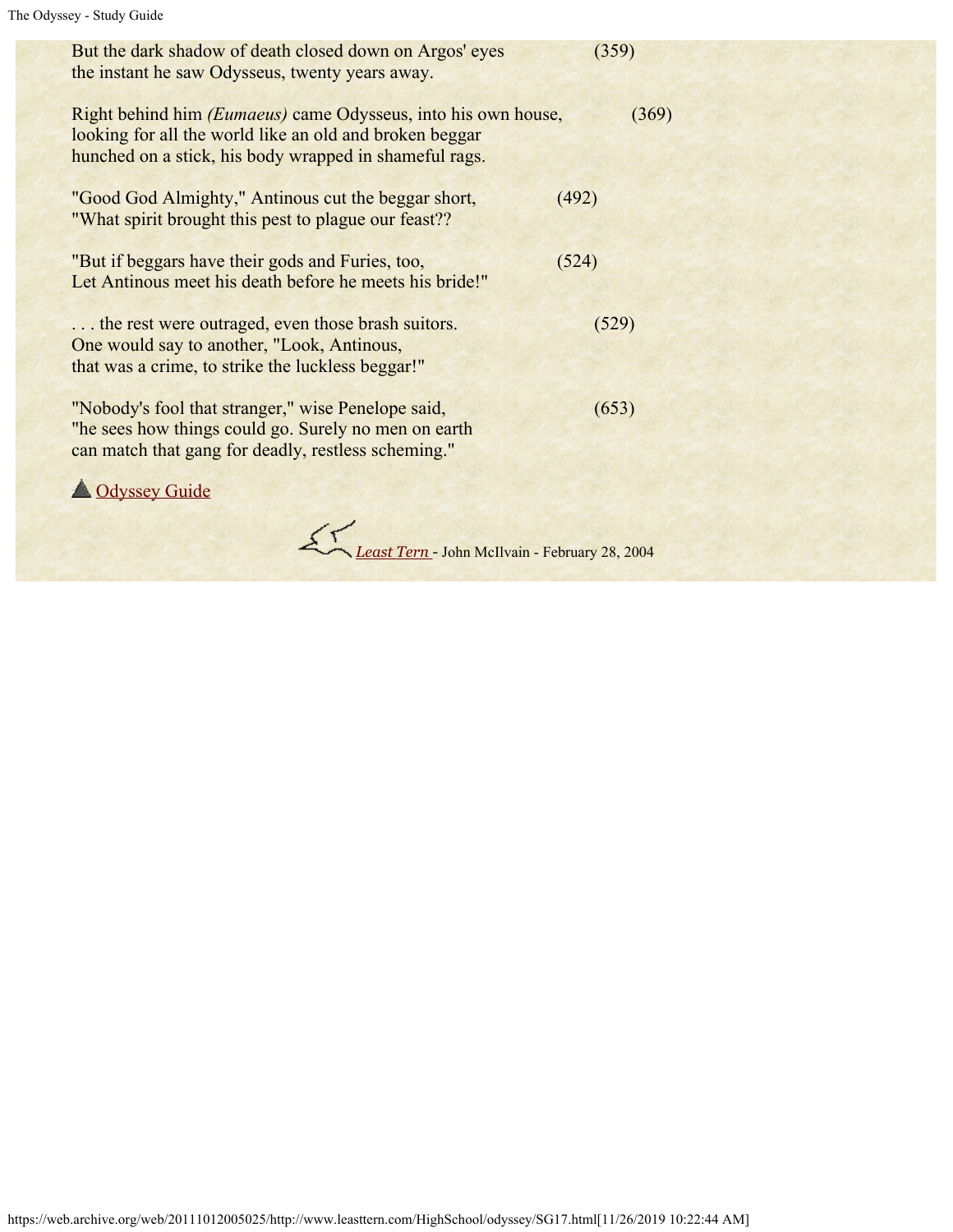But the dark shadow of death closed down on Argos' eyes (359)
the instant he saw Odysseus, twenty years away.

Right behind him *(Eumaeus)* came Odysseus, into his own house, (369)
looking for all the world like an old and broken beggar
hunched on a stick, his body wrapped in shameful rags.

"Good God Almighty," Antinous cut the beggar short, (492)
"What spirit brought this pest to plague our feast??

"But if beggars have their gods and Furies, too, (524)
Let Antinous meet his death before he meets his bride!"

. . . the rest were outraged, even those brash suitors. (529)
One would say to another, "Look, Antinous,
that was a crime, to strike the luckless beggar!"

"Nobody's fool that stranger," wise Penelope said, (653)
"he sees how things could go. Surely no men on earth
can match that gang for deadly, restless scheming."

Odyssey Guide

*Least Tern* - John McIlvain - February 28, 2004